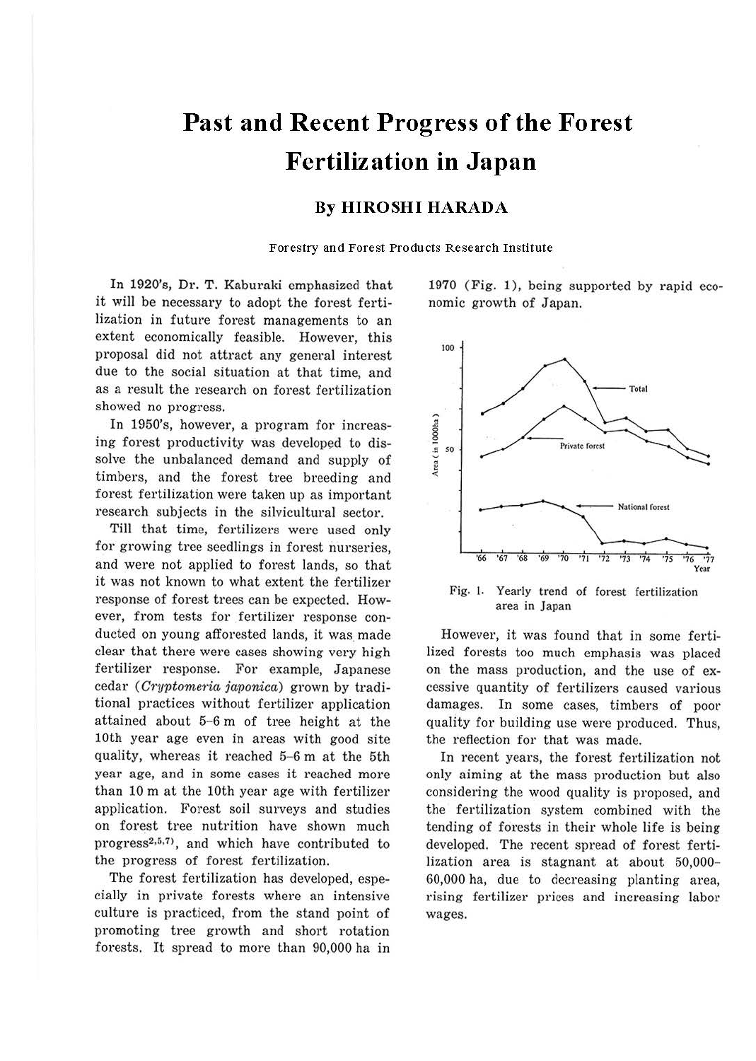# Past and Recent Progress of the Forest Fertilization in Japan

## By HIROSHI HARADA

Forestry and Forest Products Research Institute

In 1920's, Dr. T. Kaburaki emphasized that it will be necessary to adopt the forest fertilization in future forest managements to an extent economically feasible. However, this proposal did not attract any general interest due to the social situation at that time, and as a result the research on forest fertilization showed no progress.

In 1950's, however, a program for increasing forest productivity was developed to dissolve the unbalanced demand and supply of timbers, and the forest tree breeding and forest fertilization were taken up as important research subjects in the silvicultural sector.

Till that time, fertilizers were used only for growing tree seedlings in forest nurseries, and were not applied to forest lands, so that it was not known to what extent the fertilizer response of forest trees can be expected. However, from tests for fertilizer response conducted on young afforested lands, it was made clear that there were cases showing very high fertilizer response. For example, Japanese cedar (*Cryptomeria japonica*) grown by traditional practices without fertilizer application attained about 5–6 m of tree height at the 10th year age even in areas with good site quality, whereas it reached 5–6 m at the 5th year age, and in some cases it reached more than 10 m at the 10th year age with fertilizer application. Forest soil surveys and studies on forest tree nutrition have shown much progress[2,5,7], and which have contributed to the progress of forest fertilization.

The forest fertilization has developed, especially in private forests where an intensive culture is practiced, from the stand point of promoting tree growth and short rotation forests. It spread to more than 90,000 ha in 1970 (Fig. 1), being supported by rapid economic growth of Japan.

Fig. 1. Yearly trend of forest fertilization area in Japan

However, it was found that in some fertilized forests too much emphasis was placed on the mass production, and the use of excessive quantity of fertilizers caused various damages. In some cases, timbers of poor quality for building use were produced. Thus, the reflection for that was made.

In recent years, the forest fertilization not only aiming at the mass production but also considering the wood quality is proposed, and the fertilization system combined with the tending of forests in their whole life is being developed. The recent spread of forest fertilization area is stagnant at about 50,000–60,000 ha, due to decreasing planting area, rising fertilizer prices and increasing labor wages.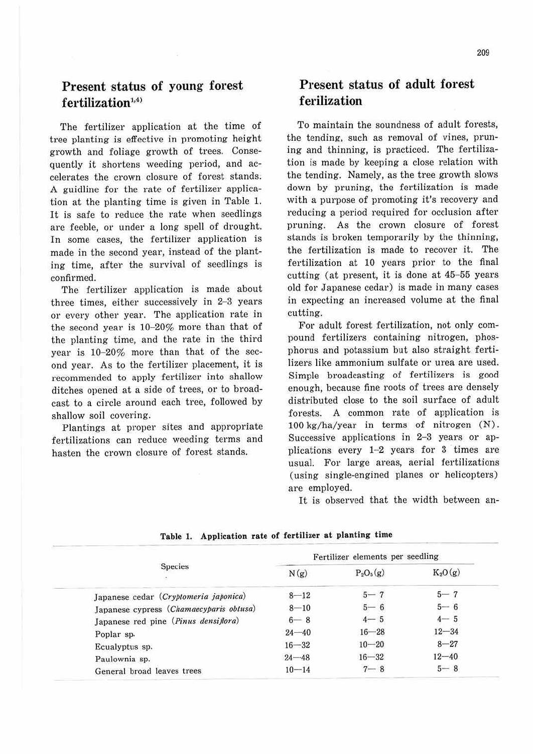## Present status of young forest fertilization[1,4)]

The fertilizer application at the time of tree planting is effective in promoting height growth and foliage growth of trees. Consequently it shortens weeding period, and accelerates the crown closure of forest stands. A guidline for the rate of fertilizer application at the planting time is given in Table 1. It is safe to reduce the rate when seedlings are feeble, or under a long spell of drought. In some cases, the fertilizer application is made in the second year, instead of the planting time, after the survival of seedlings is confirmed.

The fertilizer application is made about three times, either successively in 2–3 years or every other year. The application rate in the second year is 10–20% more than that of the planting time, and the rate in the third year is 10–20% more than that of the second year. As to the fertilizer placement, it is recommended to apply fertilizer into shallow ditches opened at a side of trees, or to broadcast to a circle around each tree, followed by shallow soil covering.

Plantings at proper sites and appropriate fertilizations can reduce weeding terms and hasten the crown closure of forest stands.

## Present status of adult forest ferilization

To maintain the soundness of adult forests, the tending, such as removal of vines, pruning and thinning, is practiced. The fertilization is made by keeping a close relation with the tending. Namely, as the tree growth slows down by pruning, the fertilization is made with a purpose of promoting it's recovery and reducing a period required for occlusion after pruning. As the crown closure of forest stands is broken temporarily by the thinning, the fertilization is made to recover it. The fertilization at 10 years prior to the final cutting (at present, it is done at 45–55 years old for Japanese cedar) is made in many cases in expecting an increased volume at the final cutting.

For adult forest fertilization, not only compound fertilizers containing nitrogen, phosphorus and potassium but also straight fertilizers like ammonium sulfate or urea are used. Simple broadcasting of fertilizers is good enough, because fine roots of trees are densely distributed close to the soil surface of adult forests. A common rate of application is 100 kg/ha/year in terms of nitrogen (N). Successive applications in 2–3 years or applications every 1–2 years for 3 times are usual. For large areas, aerial fertilizations (using single-engined planes or helicopters) are employed.

It is observed that the width between an-

**Table 1. Application rate of fertilizer at planting time**

| Species | Fertilizer elements per seedling | | |
|---|---|---|---|
| | N(g) | $P_2O_5$(g) | $K_2O$(g) |
| Japanese cedar (*Cryptomeria japonica*) | 8—12 | 5— 7 | 5— 7 |
| Japanese cypress (*Chamaecyparis obtusa*) | 8—10 | 5— 6 | 5— 6 |
| Japanese red pine (*Pinus densiflora*) | 6— 8 | 4— 5 | 4— 5 |
| Poplar sp. | 24—40 | 16—28 | 12—34 |
| Ecualyptus sp. | 16—32 | 10—20 | 8—27 |
| Paulownia sp. | 24—48 | 16—32 | 12—40 |
| General broad leaves trees | 10—14 | 7— 8 | 5— 8 |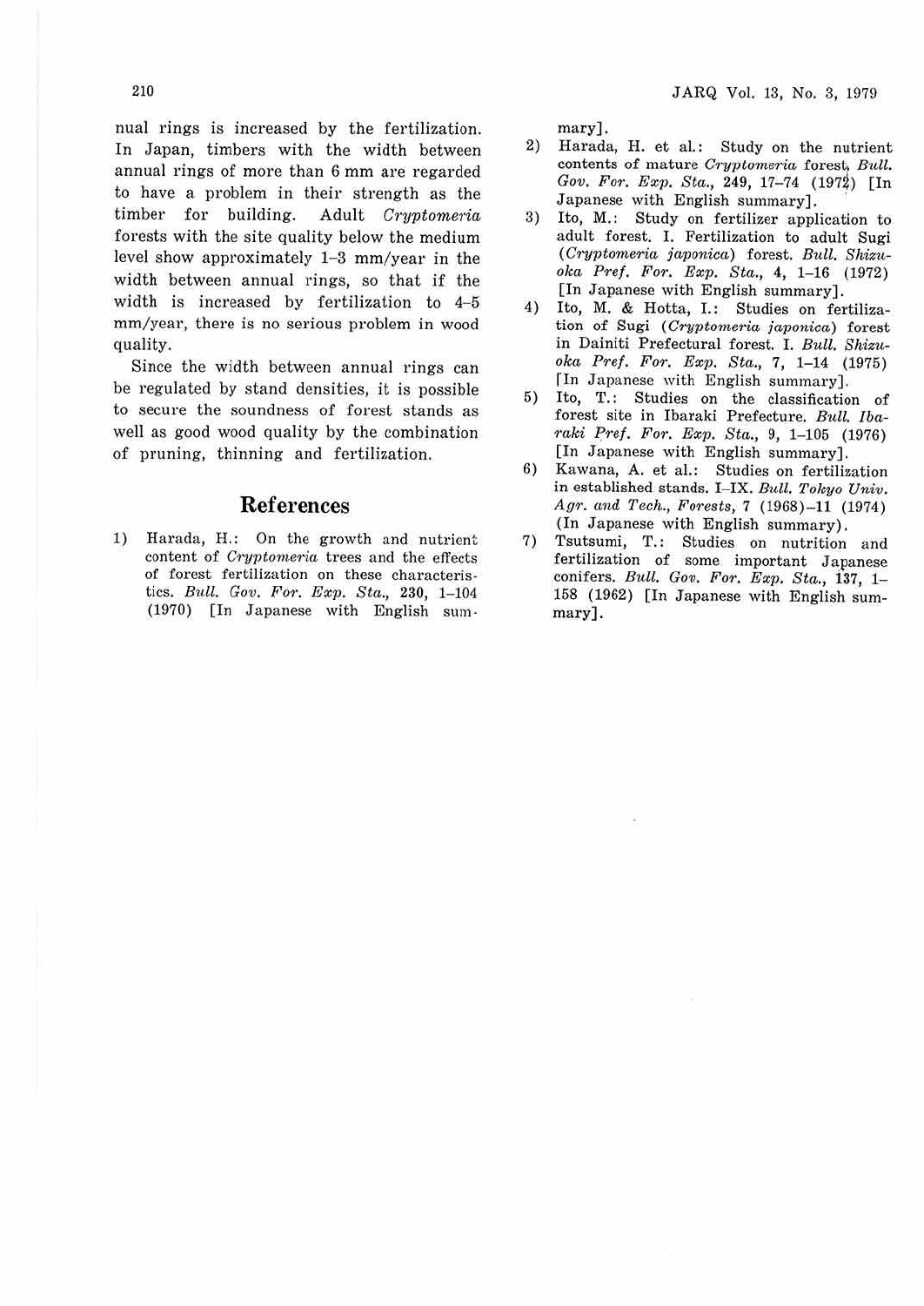nual rings is increased by the fertilization. In Japan, timbers with the width between annual rings of more than 6 mm are regarded to have a problem in their strength as the timber for building. Adult *Cryptomeria* forests with the site quality below the medium level show approximately 1–3 mm/year in the width between annual rings, so that if the width is increased by fertilization to 4–5 mm/year, there is no serious problem in wood quality.

Since the width between annual rings can be regulated by stand densities, it is possible to secure the soundness of forest stands as well as good wood quality by the combination of pruning, thinning and fertilization.

## References

1) Harada, H.: On the growth and nutrient content of *Cryptomeria* trees and the effects of forest fertilization on these characteristics. *Bull. Gov. For. Exp. Sta.*, 230, 1–104 (1970) [In Japanese with English summary].
2) Harada, H. et al.: Study on the nutrient contents of mature *Cryptomeria* forest. *Bull. Gov. For. Exp. Sta.*, 249, 17–74 (1972) [In Japanese with English summary].
3) Ito, M.: Study on fertilizer application to adult forest. I. Fertilization to adult Sugi (*Cryptomeria japonica*) forest. *Bull. Shizuoka Pref. For. Exp. Sta.*, 4, 1–16 (1972) [In Japanese with English summary].
4) Ito, M. & Hotta, I.: Studies on fertilization of Sugi (*Cryptomeria japonica*) forest in Dainiti Prefectural forest. I. *Bull. Shizuoka Pref. For. Exp. Sta.*, 7, 1–14 (1975) [In Japanese with English summary].
5) Ito, T.: Studies on the classification of forest site in Ibaraki Prefecture. *Bull. Ibaraki Pref. For. Exp. Sta.*, 9, 1–105 (1976) [In Japanese with English summary].
6) Kawana, A. et al.: Studies on fertilization in established stands. I–IX. *Bull. Tokyo Univ. Agr. and Tech., Forests*, 7 (1968)–11 (1974) (In Japanese with English summary).
7) Tsutsumi, T.: Studies on nutrition and fertilization of some important Japanese conifers. *Bull. Gov. For. Exp. Sta.*, 137, 1–158 (1962) [In Japanese with English summary].